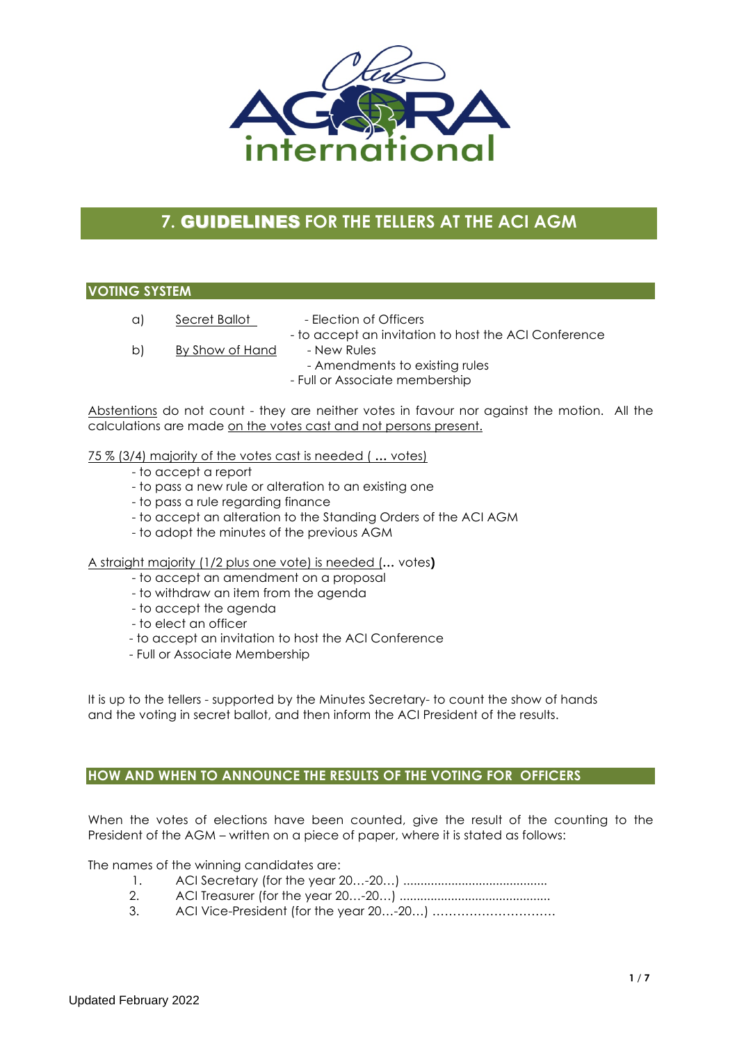# 7. GUIDELINES FOR THE TELLERS AT THE ACI AGM

## VOTING SYSTEM

a) Secret Ballot
- Election of Officers
- to accept an invitation to host the ACI Conference

b) By Show of Hand
- New Rules
- Amendments to existing rules
- Full or Associate membership

Abstentions do not count - they are neither votes in favour nor against the motion. All the calculations are made on the votes cast and not persons present.

75 % (3/4) majority of the votes cast is needed ( … votes)

- to accept a report
- to pass a new rule or alteration to an existing one
- to pass a rule regarding finance
- to accept an alteration to the Standing Orders of the ACI AGM
- to adopt the minutes of the previous AGM

A straight majority (1/2 plus one vote) is needed (… votes**)**

- to accept an amendment on a proposal
- to withdraw an item from the agenda
- to accept the agenda
- to elect an officer
- to accept an invitation to host the ACI Conference
- Full or Associate Membership

It is up to the tellers - supported by the Minutes Secretary- to count the show of hands and the voting in secret ballot, and then inform the ACI President of the results.

## HOW AND WHEN TO ANNOUNCE THE RESULTS OF THE VOTING FOR OFFICERS

When the votes of elections have been counted, give the result of the counting to the President of the AGM – written on a piece of paper, where it is stated as follows:

The names of the winning candidates are:

1. ACI Secretary (for the year 20…-20…) ..........................................
2. ACI Treasurer (for the year 20…-20…) ............................................
3. ACI Vice-President (for the year 20…-20…) …………………………

Updated February 2022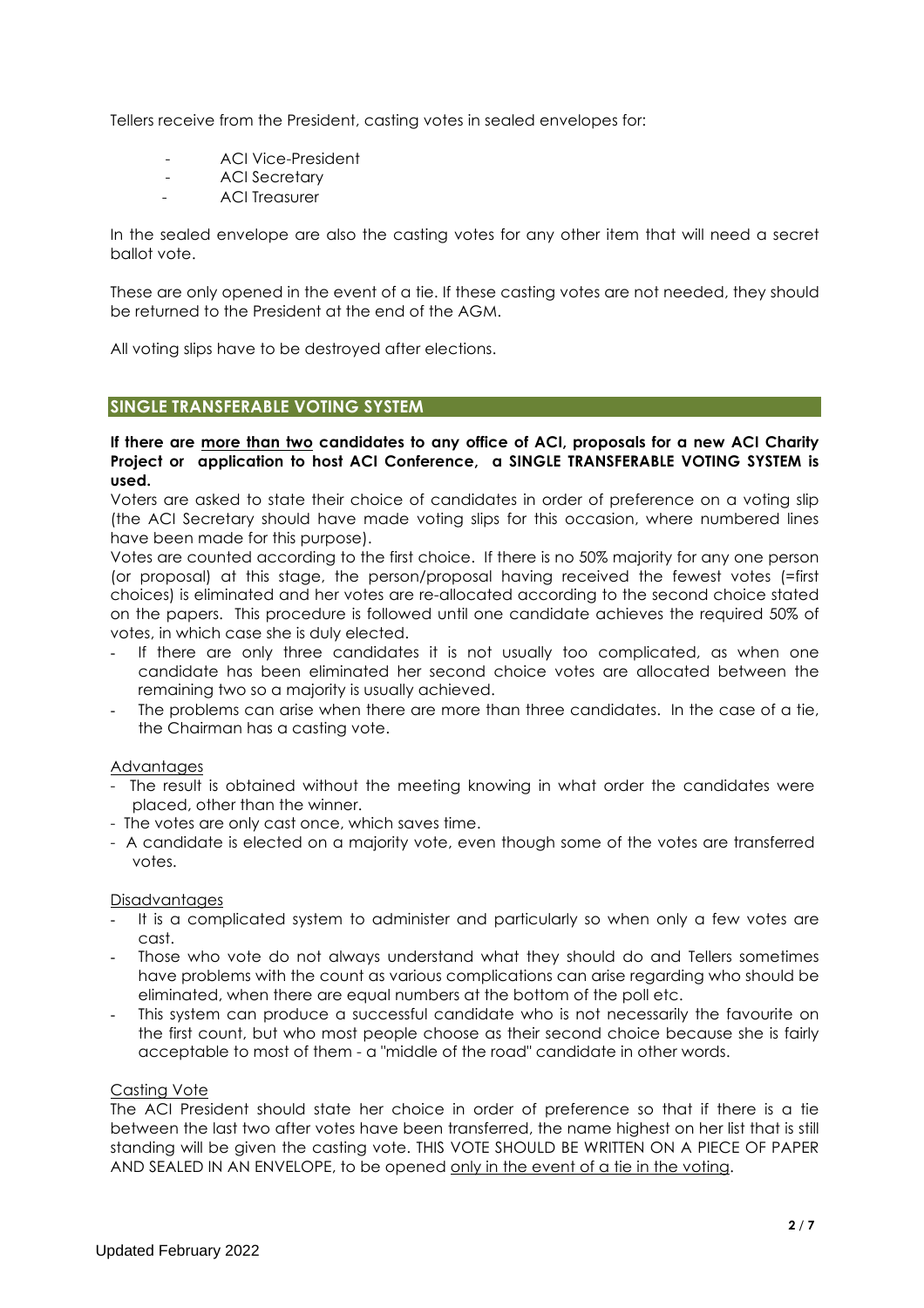Tellers receive from the President, casting votes in sealed envelopes for:

- ACI Vice-President
- ACI Secretary
- ACI Treasurer

In the sealed envelope are also the casting votes for any other item that will need a secret ballot vote.

These are only opened in the event of a tie. If these casting votes are not needed, they should be returned to the President at the end of the AGM.

All voting slips have to be destroyed after elections.

## SINGLE TRANSFERABLE VOTING SYSTEM

**If there are <u>more than two</u> candidates to any office of ACI, proposals for a new ACI Charity Project or application to host ACI Conference, a SINGLE TRANSFERABLE VOTING SYSTEM is used.**

Voters are asked to state their choice of candidates in order of preference on a voting slip (the ACI Secretary should have made voting slips for this occasion, where numbered lines have been made for this purpose).

Votes are counted according to the first choice. If there is no 50% majority for any one person (or proposal) at this stage, the person/proposal having received the fewest votes (=first choices) is eliminated and her votes are re-allocated according to the second choice stated on the papers. This procedure is followed until one candidate achieves the required 50% of votes, in which case she is duly elected.

- If there are only three candidates it is not usually too complicated, as when one candidate has been eliminated her second choice votes are allocated between the remaining two so a majority is usually achieved.
- The problems can arise when there are more than three candidates. In the case of a tie, the Chairman has a casting vote.

<u>Advantages</u>

- The result is obtained without the meeting knowing in what order the candidates were placed, other than the winner.
- The votes are only cast once, which saves time.
- A candidate is elected on a majority vote, even though some of the votes are transferred votes.

<u>Disadvantages</u>

- It is a complicated system to administer and particularly so when only a few votes are cast.
- Those who vote do not always understand what they should do and Tellers sometimes have problems with the count as various complications can arise regarding who should be eliminated, when there are equal numbers at the bottom of the poll etc.
- This system can produce a successful candidate who is not necessarily the favourite on the first count, but who most people choose as their second choice because she is fairly acceptable to most of them - a "middle of the road" candidate in other words.

<u>Casting Vote</u>

The ACI President should state her choice in order of preference so that if there is a tie between the last two after votes have been transferred, the name highest on her list that is still standing will be given the casting vote. THIS VOTE SHOULD BE WRITTEN ON A PIECE OF PAPER AND SEALED IN AN ENVELOPE, to be opened <u>only in the event of a tie in the voting</u>.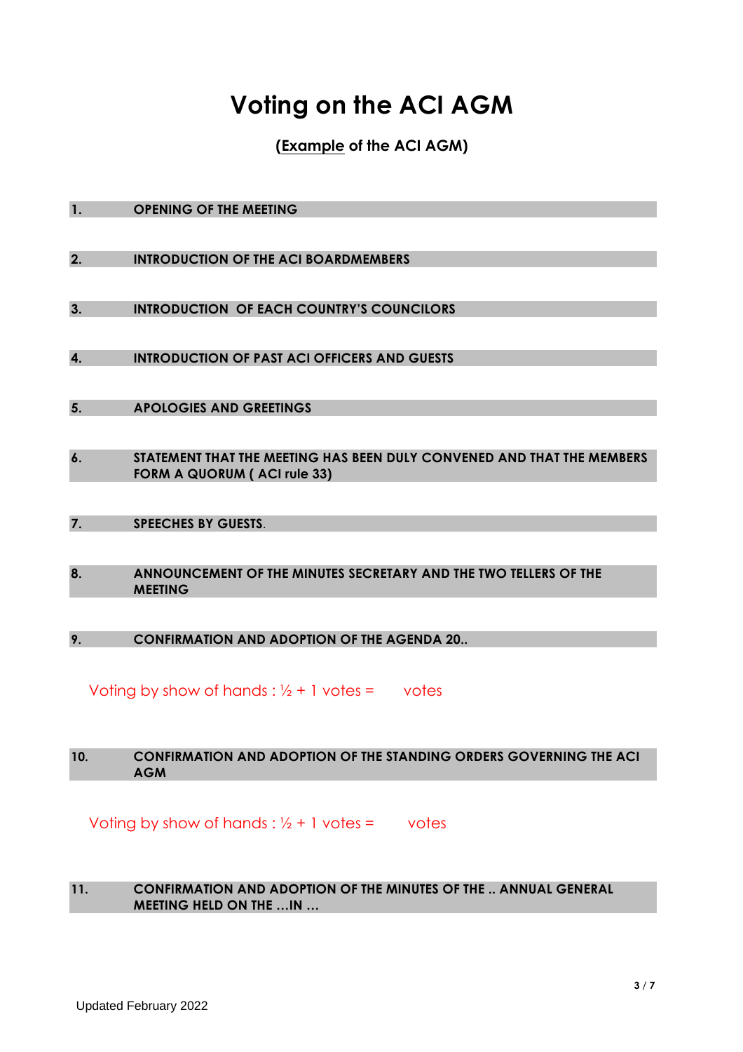# Voting on the ACI AGM

**(<u>Example</u> of the ACI AGM)**

**1. OPENING OF THE MEETING**

**2. INTRODUCTION OF THE ACI BOARDMEMBERS**

**3. INTRODUCTION OF EACH COUNTRY'S COUNCILORS**

**4. INTRODUCTION OF PAST ACI OFFICERS AND GUESTS**

**5. APOLOGIES AND GREETINGS**

**6. STATEMENT THAT THE MEETING HAS BEEN DULY CONVENED AND THAT THE MEMBERS FORM A QUORUM ( ACI rule 33)**

**7. SPEECHES BY GUESTS.**

**8. ANNOUNCEMENT OF THE MINUTES SECRETARY AND THE TWO TELLERS OF THE MEETING**

**9. CONFIRMATION AND ADOPTION OF THE AGENDA 20..**

Voting by show of hands : ½ + 1 votes = votes

**10. CONFIRMATION AND ADOPTION OF THE STANDING ORDERS GOVERNING THE ACI AGM**

Voting by show of hands : ½ + 1 votes = votes

**11. CONFIRMATION AND ADOPTION OF THE MINUTES OF THE .. ANNUAL GENERAL MEETING HELD ON THE …IN …**

Updated February 2022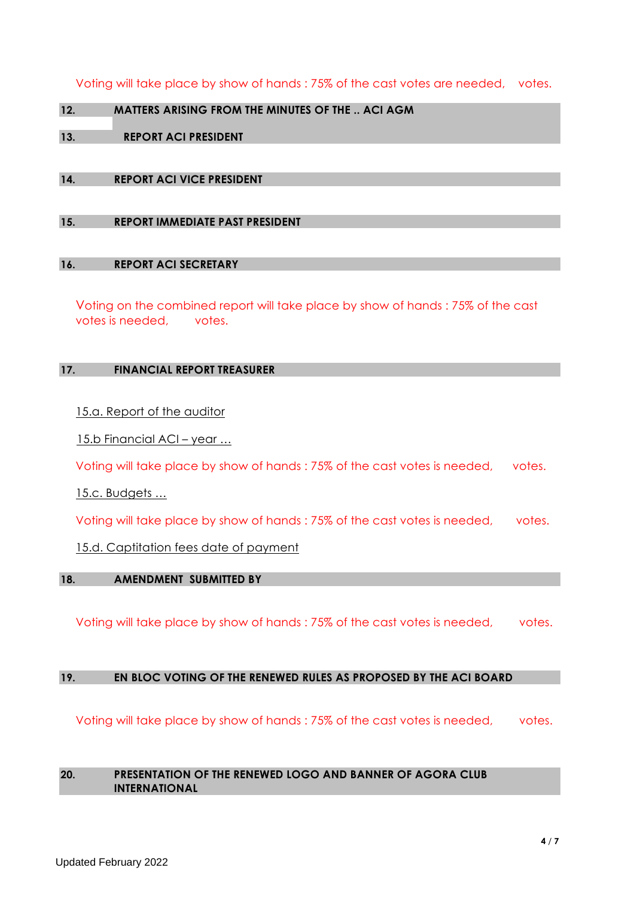Voting will take place by show of hands : 75% of the cast votes are needed, votes.

## 12. MATTERS ARISING FROM THE MINUTES OF THE .. ACI AGM

## 13. REPORT ACI PRESIDENT

## 14. REPORT ACI VICE PRESIDENT

## 15. REPORT IMMEDIATE PAST PRESIDENT

## 16. REPORT ACI SECRETARY

Voting on the combined report will take place by show of hands : 75% of the cast votes is needed, votes.

## 17. FINANCIAL REPORT TREASURER

15.a. Report of the auditor

15.b Financial ACI – year …

Voting will take place by show of hands : 75% of the cast votes is needed, votes.

15.c. Budgets …

Voting will take place by show of hands : 75% of the cast votes is needed, votes.

15.d. Captitation fees date of payment

## 18. AMENDMENT SUBMITTED BY

Voting will take place by show of hands : 75% of the cast votes is needed, votes.

## 19. EN BLOC VOTING OF THE RENEWED RULES AS PROPOSED BY THE ACI BOARD

Voting will take place by show of hands : 75% of the cast votes is needed, votes.

## 20. PRESENTATION OF THE RENEWED LOGO AND BANNER OF AGORA CLUB INTERNATIONAL

Updated February 2022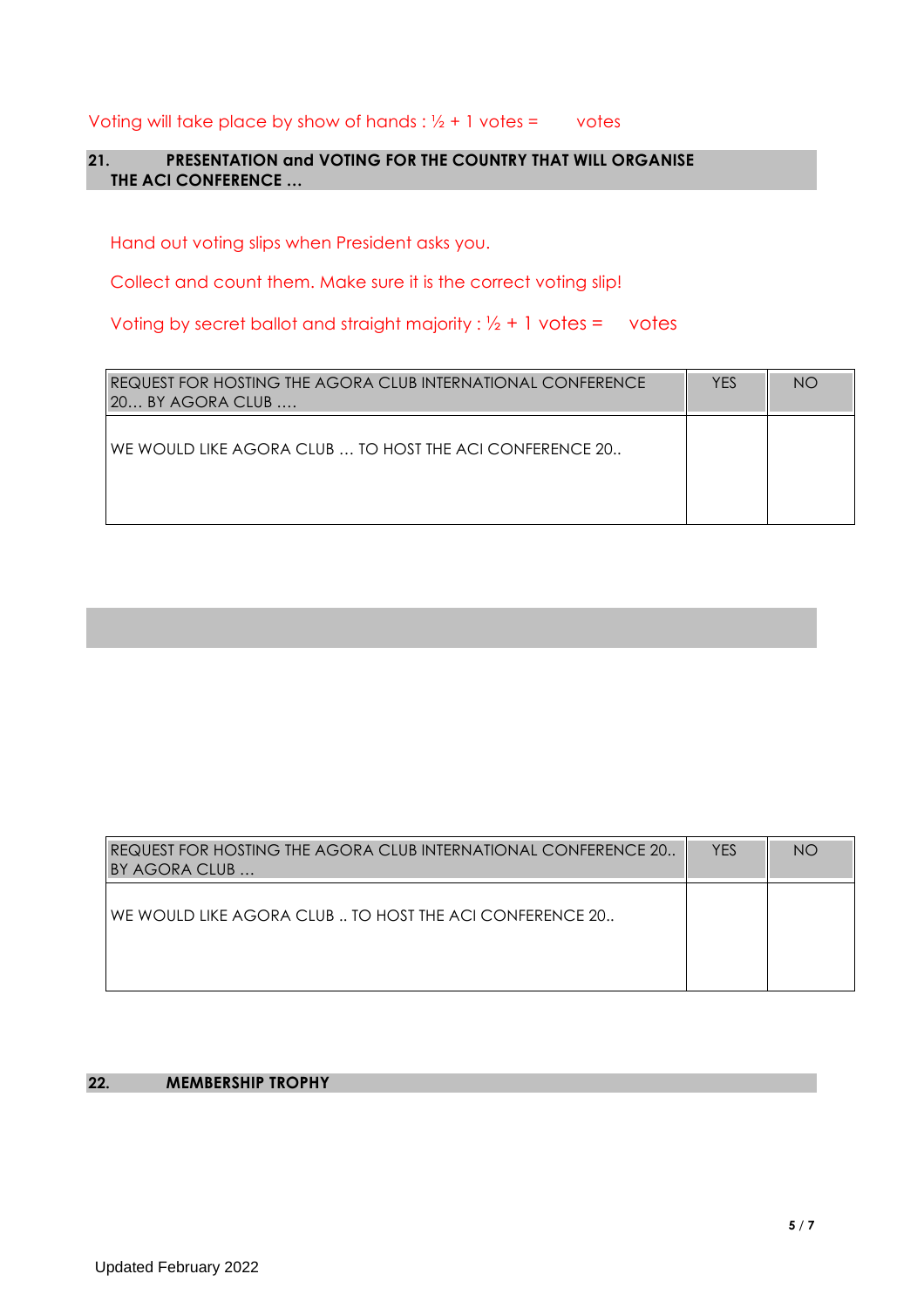Voting will take place by show of hands : ½ + 1 votes =        votes

## 21. PRESENTATION and VOTING FOR THE COUNTRY THAT WILL ORGANISE THE ACI CONFERENCE …

Hand out voting slips when President asks you.

Collect and count them. Make sure it is the correct voting slip!

Voting by secret ballot and straight majority : ½ + 1 votes =       votes

| REQUEST FOR HOSTING THE AGORA CLUB INTERNATIONAL CONFERENCE 20… BY AGORA CLUB …. | YES | NO |
|---|---|---|
| WE WOULD LIKE AGORA CLUB … TO HOST THE ACI CONFERENCE 20.. | | |

| REQUEST FOR HOSTING THE AGORA CLUB INTERNATIONAL CONFERENCE 20.. BY AGORA CLUB … | YES | NO |
|---|---|---|
| WE WOULD LIKE AGORA CLUB .. TO HOST THE ACI CONFERENCE 20.. | | |

## 22. MEMBERSHIP TROPHY

Updated February 2022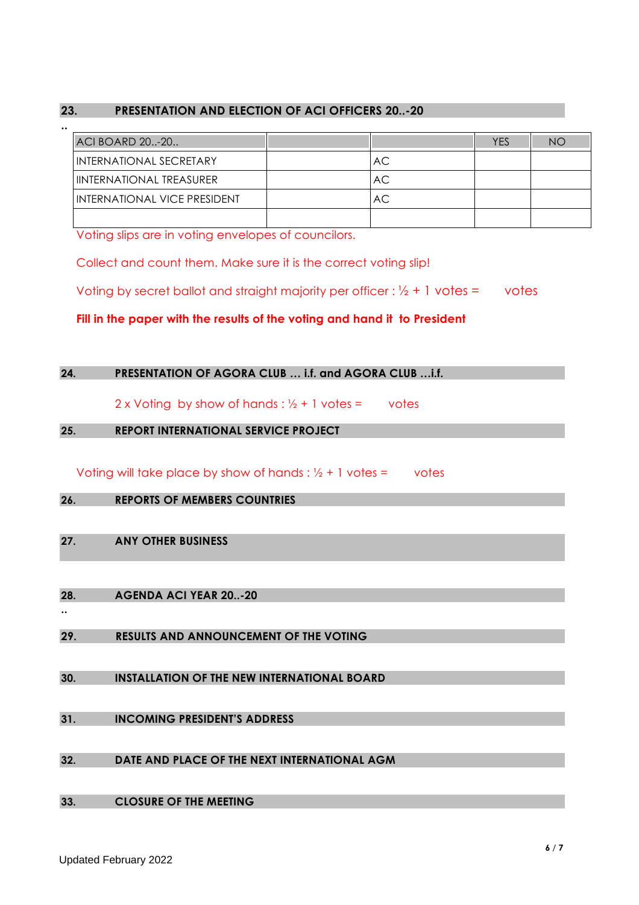## 23. PRESENTATION AND ELECTION OF ACI OFFICERS 20..-20..

| ACI BOARD 20..-20.. | | | YES | NO |
|---|---|---|---|---|
| INTERNATIONAL SECRETARY | | AC | | |
| IINTERNATIONAL TREASURER | | AC | | |
| INTERNATIONAL VICE PRESIDENT | | AC | | |
| | | | | |

Voting slips are in voting envelopes of councilors.

Collect and count them. Make sure it is the correct voting slip!

Voting by secret ballot and straight majority per officer : ½ + 1 votes = votes

**Fill in the paper with the results of the voting and hand it to President**

## 24. PRESENTATION OF AGORA CLUB ... i.f. and AGORA CLUB ...i.f.

2 x Voting by show of hands : ½ + 1 votes = votes

## 25. REPORT INTERNATIONAL SERVICE PROJECT

Voting will take place by show of hands : ½ + 1 votes = votes

## 26. REPORTS OF MEMBERS COUNTRIES

## 27. ANY OTHER BUSINESS

## 28. AGENDA ACI YEAR 20..-20..

## 29. RESULTS AND ANNOUNCEMENT OF THE VOTING

## 30. INSTALLATION OF THE NEW INTERNATIONAL BOARD

## 31. INCOMING PRESIDENT'S ADDRESS

## 32. DATE AND PLACE OF THE NEXT INTERNATIONAL AGM

## 33. CLOSURE OF THE MEETING

Updated February 2022